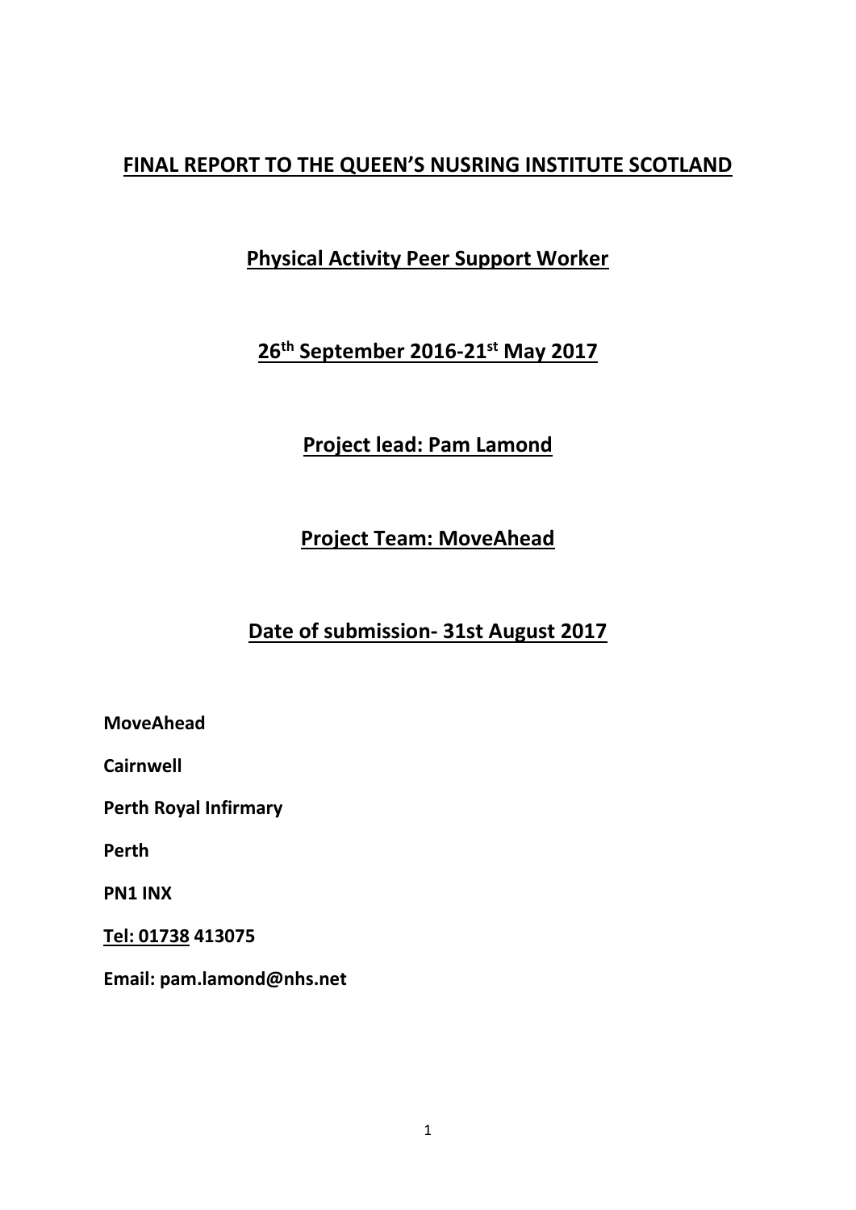# FINAL REPORT TO THE QUEEN'S NUSRING INSTITUTE SCOTLAND

## Physical Activity Peer Support Worker

## 26th September 2016-21st May 2017

## Project lead: Pam Lamond

## Project Team: MoveAhead

## Date of submission- 31st August 2017

**MoveAhead**

**Cairnwell**

**Perth Royal Infirmary**

**Perth**

**PN1 INX**

**Tel: 01738 413075**

**Email: pam.lamond@nhs.net**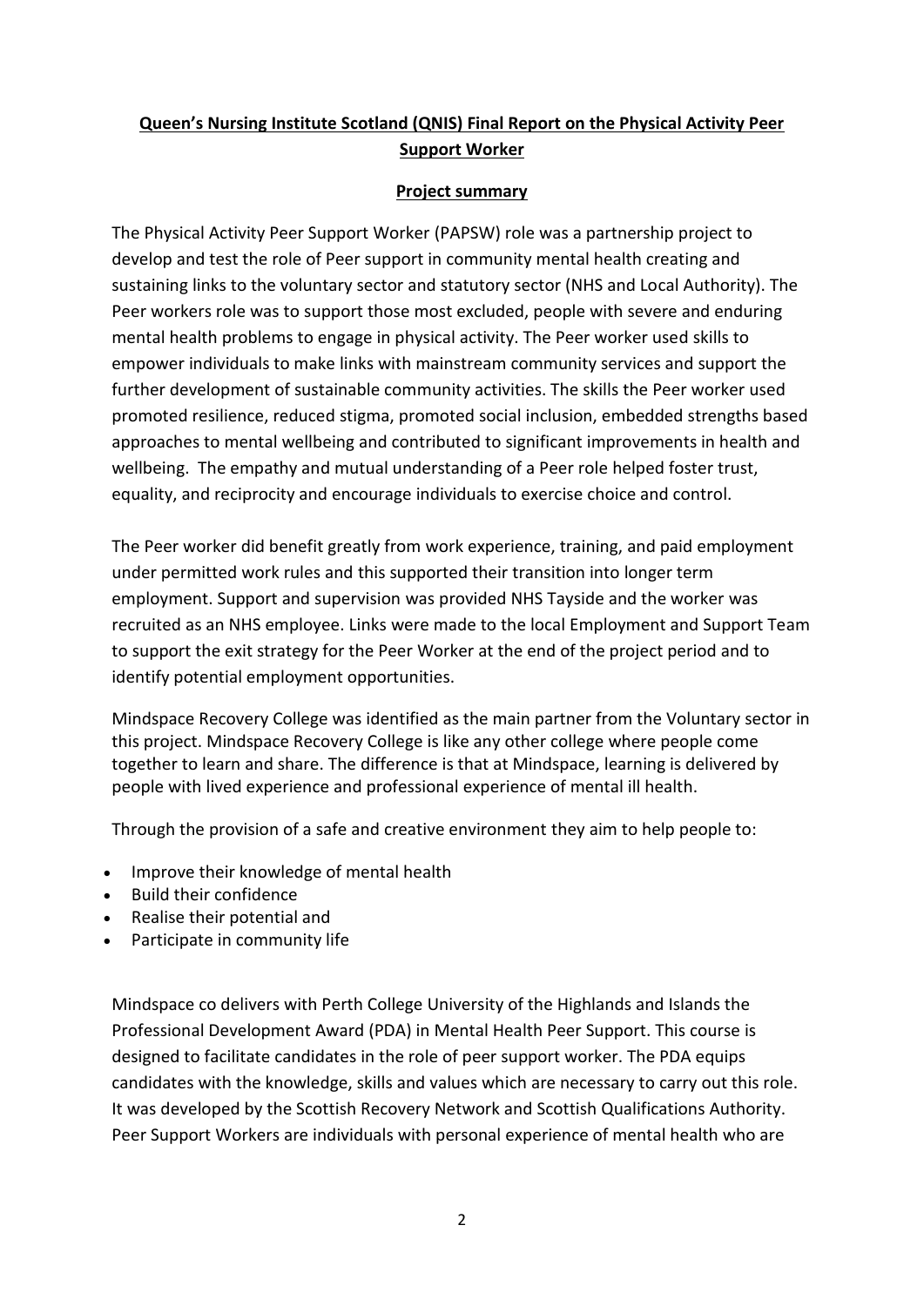## Queen's Nursing Institute Scotland (QNIS) Final Report on the Physical Activity Peer Support Worker

### Project summary

The Physical Activity Peer Support Worker (PAPSW) role was a partnership project to develop and test the role of Peer support in community mental health creating and sustaining links to the voluntary sector and statutory sector (NHS and Local Authority). The Peer workers role was to support those most excluded, people with severe and enduring mental health problems to engage in physical activity. The Peer worker used skills to empower individuals to make links with mainstream community services and support the further development of sustainable community activities. The skills the Peer worker used promoted resilience, reduced stigma, promoted social inclusion, embedded strengths based approaches to mental wellbeing and contributed to significant improvements in health and wellbeing. The empathy and mutual understanding of a Peer role helped foster trust, equality, and reciprocity and encourage individuals to exercise choice and control.

The Peer worker did benefit greatly from work experience, training, and paid employment under permitted work rules and this supported their transition into longer term employment. Support and supervision was provided NHS Tayside and the worker was recruited as an NHS employee. Links were made to the local Employment and Support Team to support the exit strategy for the Peer Worker at the end of the project period and to identify potential employment opportunities.

Mindspace Recovery College was identified as the main partner from the Voluntary sector in this project. Mindspace Recovery College is like any other college where people come together to learn and share. The difference is that at Mindspace, learning is delivered by people with lived experience and professional experience of mental ill health.

Through the provision of a safe and creative environment they aim to help people to:

- Improve their knowledge of mental health
- Build their confidence
- Realise their potential and
- Participate in community life

Mindspace co delivers with Perth College University of the Highlands and Islands the Professional Development Award (PDA) in Mental Health Peer Support. This course is designed to facilitate candidates in the role of peer support worker. The PDA equips candidates with the knowledge, skills and values which are necessary to carry out this role. It was developed by the Scottish Recovery Network and Scottish Qualifications Authority. Peer Support Workers are individuals with personal experience of mental health who are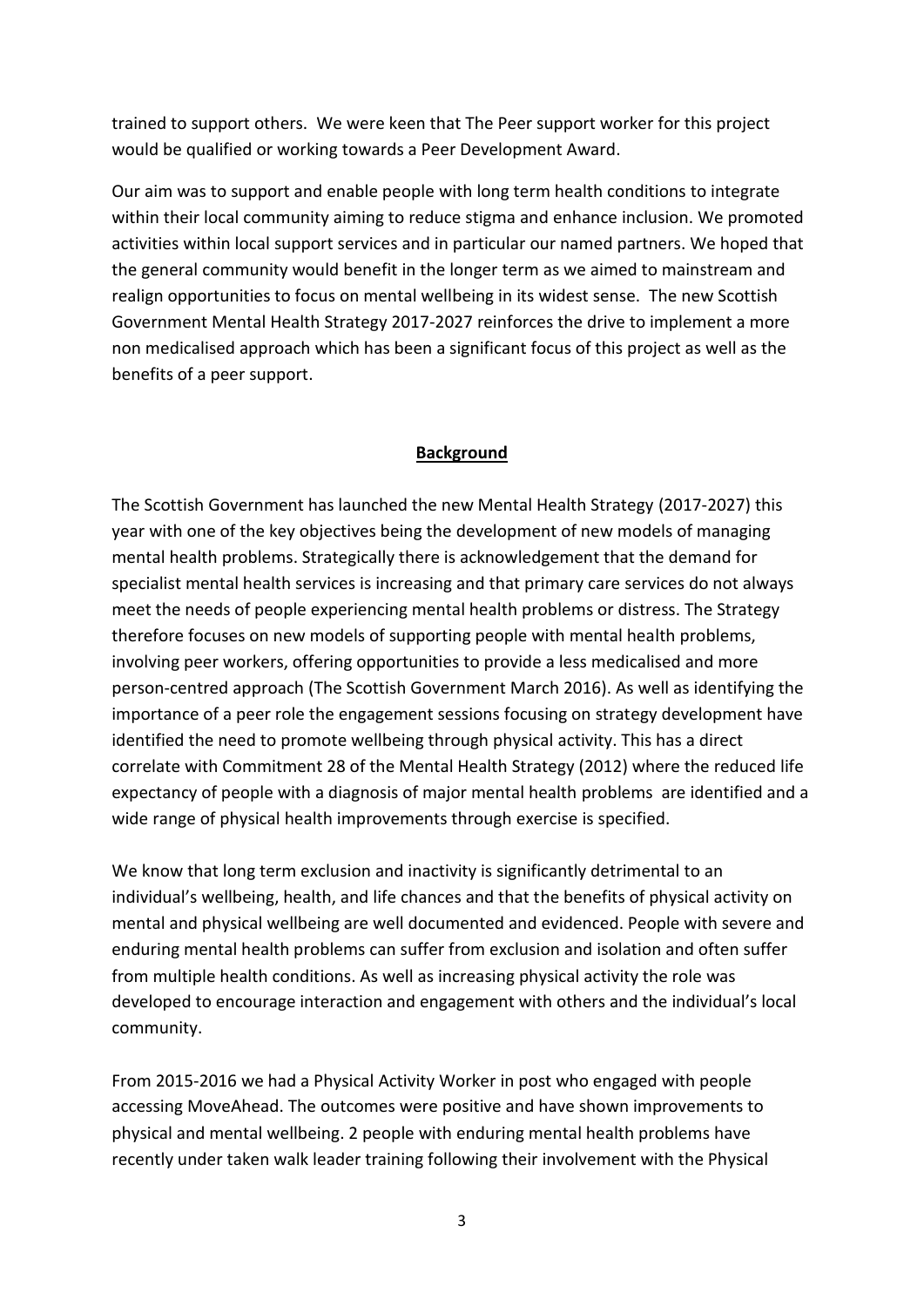trained to support others. We were keen that The Peer support worker for this project would be qualified or working towards a Peer Development Award.

Our aim was to support and enable people with long term health conditions to integrate within their local community aiming to reduce stigma and enhance inclusion. We promoted activities within local support services and in particular our named partners. We hoped that the general community would benefit in the longer term as we aimed to mainstream and realign opportunities to focus on mental wellbeing in its widest sense. The new Scottish Government Mental Health Strategy 2017-2027 reinforces the drive to implement a more non medicalised approach which has been a significant focus of this project as well as the benefits of a peer support.

## Background

The Scottish Government has launched the new Mental Health Strategy (2017-2027) this year with one of the key objectives being the development of new models of managing mental health problems. Strategically there is acknowledgement that the demand for specialist mental health services is increasing and that primary care services do not always meet the needs of people experiencing mental health problems or distress. The Strategy therefore focuses on new models of supporting people with mental health problems, involving peer workers, offering opportunities to provide a less medicalised and more person-centred approach (The Scottish Government March 2016). As well as identifying the importance of a peer role the engagement sessions focusing on strategy development have identified the need to promote wellbeing through physical activity. This has a direct correlate with Commitment 28 of the Mental Health Strategy (2012) where the reduced life expectancy of people with a diagnosis of major mental health problems are identified and a wide range of physical health improvements through exercise is specified.

We know that long term exclusion and inactivity is significantly detrimental to an individual's wellbeing, health, and life chances and that the benefits of physical activity on mental and physical wellbeing are well documented and evidenced. People with severe and enduring mental health problems can suffer from exclusion and isolation and often suffer from multiple health conditions. As well as increasing physical activity the role was developed to encourage interaction and engagement with others and the individual's local community.

From 2015-2016 we had a Physical Activity Worker in post who engaged with people accessing MoveAhead. The outcomes were positive and have shown improvements to physical and mental wellbeing. 2 people with enduring mental health problems have recently under taken walk leader training following their involvement with the Physical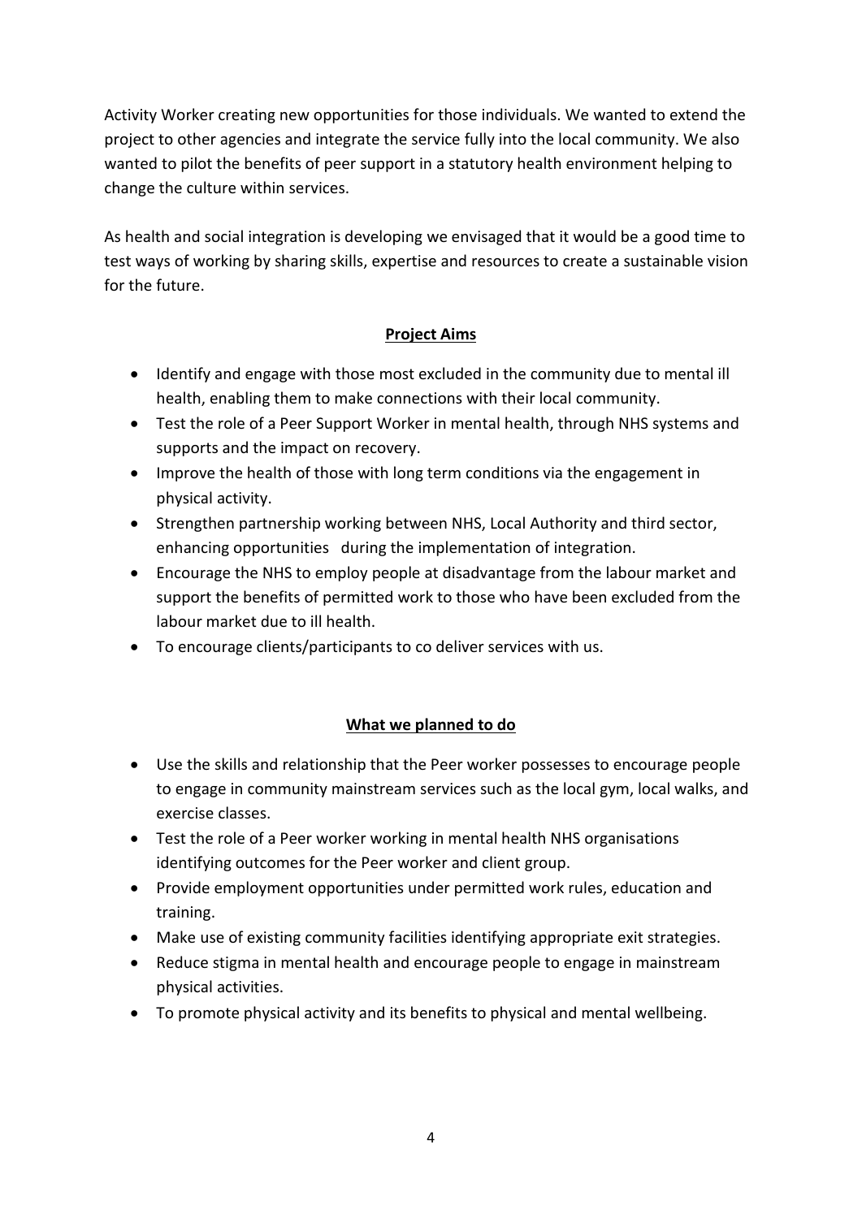Activity Worker creating new opportunities for those individuals. We wanted to extend the project to other agencies and integrate the service fully into the local community. We also wanted to pilot the benefits of peer support in a statutory health environment helping to change the culture within services.

As health and social integration is developing we envisaged that it would be a good time to test ways of working by sharing skills, expertise and resources to create a sustainable vision for the future.

## Project Aims

- Identify and engage with those most excluded in the community due to mental ill health, enabling them to make connections with their local community.
- Test the role of a Peer Support Worker in mental health, through NHS systems and supports and the impact on recovery.
- Improve the health of those with long term conditions via the engagement in physical activity.
- Strengthen partnership working between NHS, Local Authority and third sector, enhancing opportunities during the implementation of integration.
- Encourage the NHS to employ people at disadvantage from the labour market and support the benefits of permitted work to those who have been excluded from the labour market due to ill health.
- To encourage clients/participants to co deliver services with us.

## What we planned to do

- Use the skills and relationship that the Peer worker possesses to encourage people to engage in community mainstream services such as the local gym, local walks, and exercise classes.
- Test the role of a Peer worker working in mental health NHS organisations identifying outcomes for the Peer worker and client group.
- Provide employment opportunities under permitted work rules, education and training.
- Make use of existing community facilities identifying appropriate exit strategies.
- Reduce stigma in mental health and encourage people to engage in mainstream physical activities.
- To promote physical activity and its benefits to physical and mental wellbeing.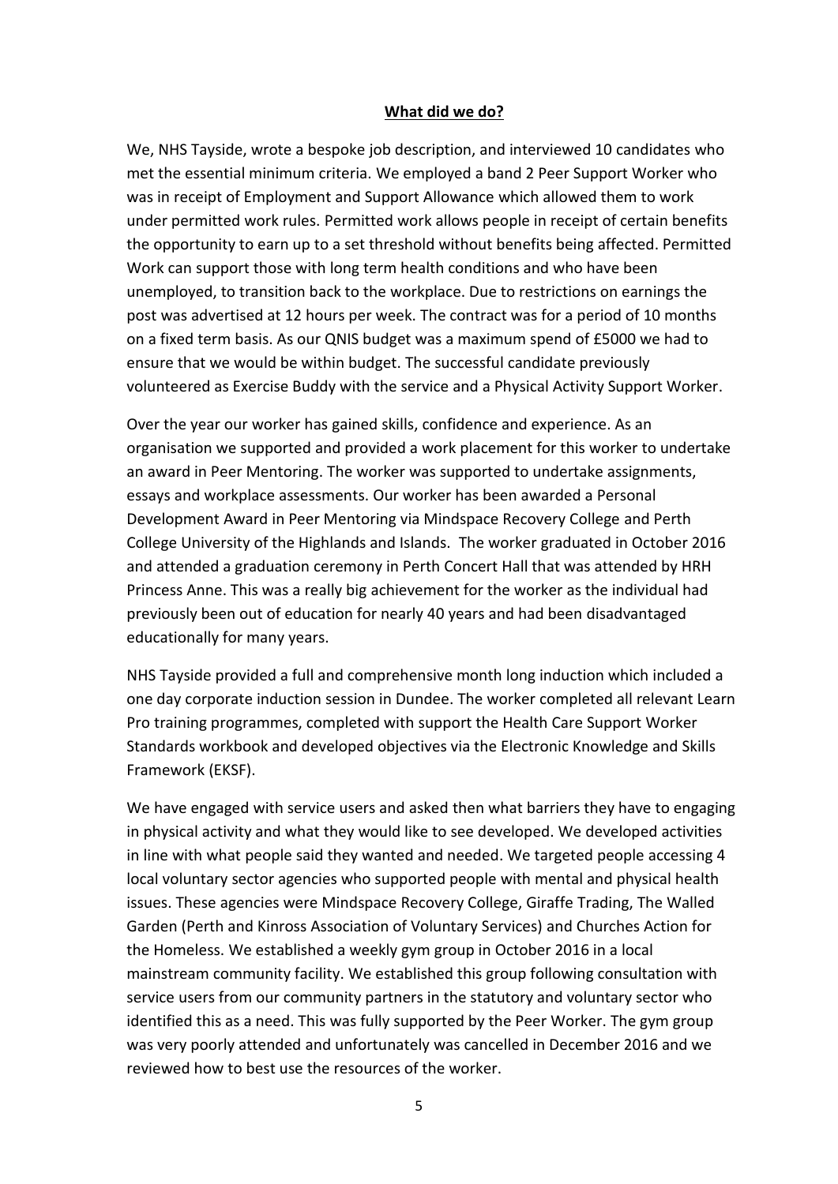## **What did we do?**

We, NHS Tayside, wrote a bespoke job description, and interviewed 10 candidates who met the essential minimum criteria. We employed a band 2 Peer Support Worker who was in receipt of Employment and Support Allowance which allowed them to work under permitted work rules. Permitted work allows people in receipt of certain benefits the opportunity to earn up to a set threshold without benefits being affected. Permitted Work can support those with long term health conditions and who have been unemployed, to transition back to the workplace. Due to restrictions on earnings the post was advertised at 12 hours per week. The contract was for a period of 10 months on a fixed term basis. As our QNIS budget was a maximum spend of £5000 we had to ensure that we would be within budget. The successful candidate previously volunteered as Exercise Buddy with the service and a Physical Activity Support Worker.

Over the year our worker has gained skills, confidence and experience. As an organisation we supported and provided a work placement for this worker to undertake an award in Peer Mentoring. The worker was supported to undertake assignments, essays and workplace assessments. Our worker has been awarded a Personal Development Award in Peer Mentoring via Mindspace Recovery College and Perth College University of the Highlands and Islands. The worker graduated in October 2016 and attended a graduation ceremony in Perth Concert Hall that was attended by HRH Princess Anne. This was a really big achievement for the worker as the individual had previously been out of education for nearly 40 years and had been disadvantaged educationally for many years.

NHS Tayside provided a full and comprehensive month long induction which included a one day corporate induction session in Dundee. The worker completed all relevant Learn Pro training programmes, completed with support the Health Care Support Worker Standards workbook and developed objectives via the Electronic Knowledge and Skills Framework (EKSF).

We have engaged with service users and asked then what barriers they have to engaging in physical activity and what they would like to see developed. We developed activities in line with what people said they wanted and needed. We targeted people accessing 4 local voluntary sector agencies who supported people with mental and physical health issues. These agencies were Mindspace Recovery College, Giraffe Trading, The Walled Garden (Perth and Kinross Association of Voluntary Services) and Churches Action for the Homeless. We established a weekly gym group in October 2016 in a local mainstream community facility. We established this group following consultation with service users from our community partners in the statutory and voluntary sector who identified this as a need. This was fully supported by the Peer Worker. The gym group was very poorly attended and unfortunately was cancelled in December 2016 and we reviewed how to best use the resources of the worker.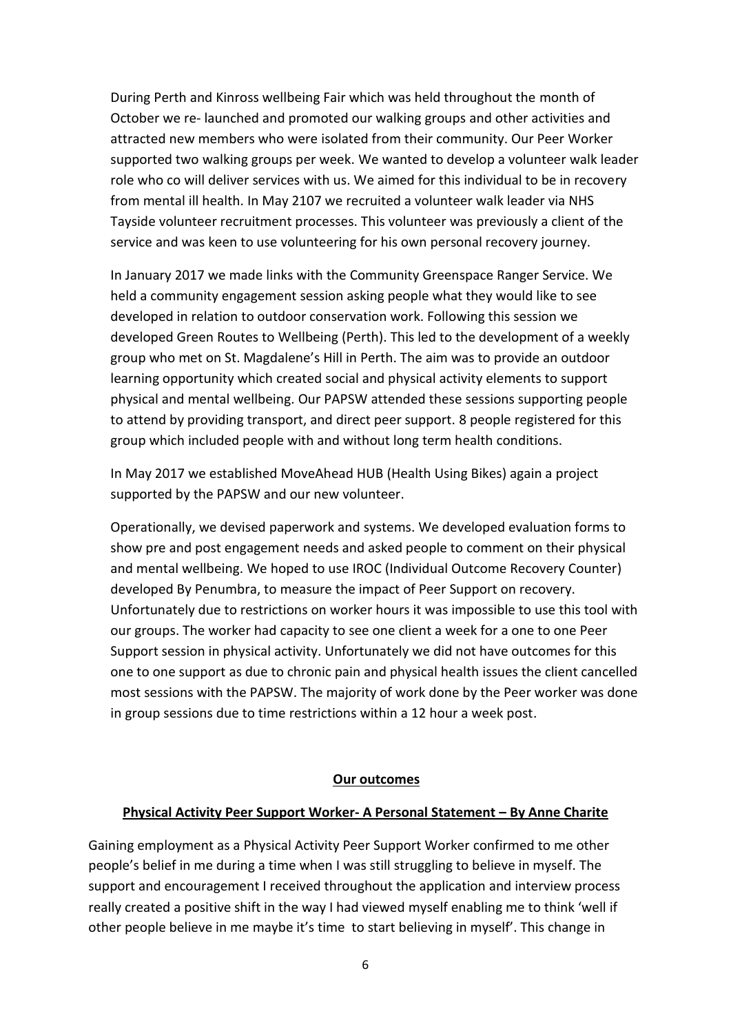During Perth and Kinross wellbeing Fair which was held throughout the month of October we re- launched and promoted our walking groups and other activities and attracted new members who were isolated from their community. Our Peer Worker supported two walking groups per week. We wanted to develop a volunteer walk leader role who co will deliver services with us. We aimed for this individual to be in recovery from mental ill health. In May 2107 we recruited a volunteer walk leader via NHS Tayside volunteer recruitment processes. This volunteer was previously a client of the service and was keen to use volunteering for his own personal recovery journey.

In January 2017 we made links with the Community Greenspace Ranger Service. We held a community engagement session asking people what they would like to see developed in relation to outdoor conservation work. Following this session we developed Green Routes to Wellbeing (Perth). This led to the development of a weekly group who met on St. Magdalene's Hill in Perth. The aim was to provide an outdoor learning opportunity which created social and physical activity elements to support physical and mental wellbeing. Our PAPSW attended these sessions supporting people to attend by providing transport, and direct peer support. 8 people registered for this group which included people with and without long term health conditions.

In May 2017 we established MoveAhead HUB (Health Using Bikes) again a project supported by the PAPSW and our new volunteer.

Operationally, we devised paperwork and systems. We developed evaluation forms to show pre and post engagement needs and asked people to comment on their physical and mental wellbeing. We hoped to use IROC (Individual Outcome Recovery Counter) developed By Penumbra, to measure the impact of Peer Support on recovery. Unfortunately due to restrictions on worker hours it was impossible to use this tool with our groups. The worker had capacity to see one client a week for a one to one Peer Support session in physical activity. Unfortunately we did not have outcomes for this one to one support as due to chronic pain and physical health issues the client cancelled most sessions with the PAPSW. The majority of work done by the Peer worker was done in group sessions due to time restrictions within a 12 hour a week post.

## Our outcomes

### Physical Activity Peer Support Worker- A Personal Statement – By Anne Charite

Gaining employment as a Physical Activity Peer Support Worker confirmed to me other people's belief in me during a time when I was still struggling to believe in myself. The support and encouragement I received throughout the application and interview process really created a positive shift in the way I had viewed myself enabling me to think 'well if other people believe in me maybe it's time to start believing in myself'. This change in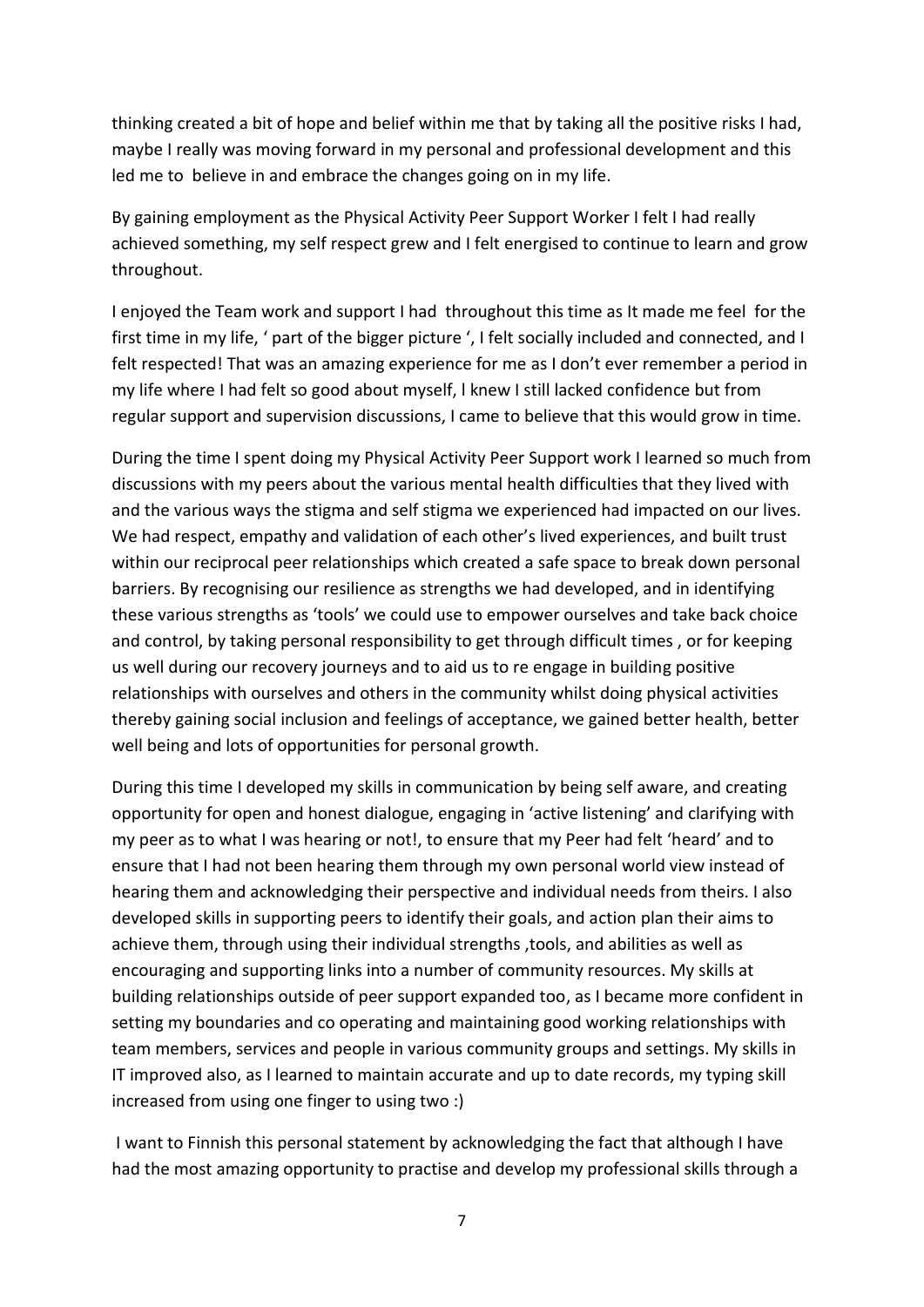thinking created a bit of hope and belief within me that by taking all the positive risks I had, maybe I really was moving forward in my personal and professional development and this led me to believe in and embrace the changes going on in my life.

By gaining employment as the Physical Activity Peer Support Worker I felt I had really achieved something, my self respect grew and I felt energised to continue to learn and grow throughout.

I enjoyed the Team work and support I had throughout this time as It made me feel for the first time in my life, ' part of the bigger picture ', I felt socially included and connected, and I felt respected! That was an amazing experience for me as I don't ever remember a period in my life where I had felt so good about myself, l knew I still lacked confidence but from regular support and supervision discussions, I came to believe that this would grow in time.

During the time I spent doing my Physical Activity Peer Support work I learned so much from discussions with my peers about the various mental health difficulties that they lived with and the various ways the stigma and self stigma we experienced had impacted on our lives. We had respect, empathy and validation of each other's lived experiences, and built trust within our reciprocal peer relationships which created a safe space to break down personal barriers. By recognising our resilience as strengths we had developed, and in identifying these various strengths as 'tools' we could use to empower ourselves and take back choice and control, by taking personal responsibility to get through difficult times , or for keeping us well during our recovery journeys and to aid us to re engage in building positive relationships with ourselves and others in the community whilst doing physical activities thereby gaining social inclusion and feelings of acceptance, we gained better health, better well being and lots of opportunities for personal growth.

During this time I developed my skills in communication by being self aware, and creating opportunity for open and honest dialogue, engaging in 'active listening' and clarifying with my peer as to what I was hearing or not!, to ensure that my Peer had felt 'heard' and to ensure that I had not been hearing them through my own personal world view instead of hearing them and acknowledging their perspective and individual needs from theirs. I also developed skills in supporting peers to identify their goals, and action plan their aims to achieve them, through using their individual strengths ,tools, and abilities as well as encouraging and supporting links into a number of community resources. My skills at building relationships outside of peer support expanded too, as I became more confident in setting my boundaries and co operating and maintaining good working relationships with team members, services and people in various community groups and settings. My skills in IT improved also, as I learned to maintain accurate and up to date records, my typing skill increased from using one finger to using two :)

I want to Finnish this personal statement by acknowledging the fact that although I have had the most amazing opportunity to practise and develop my professional skills through a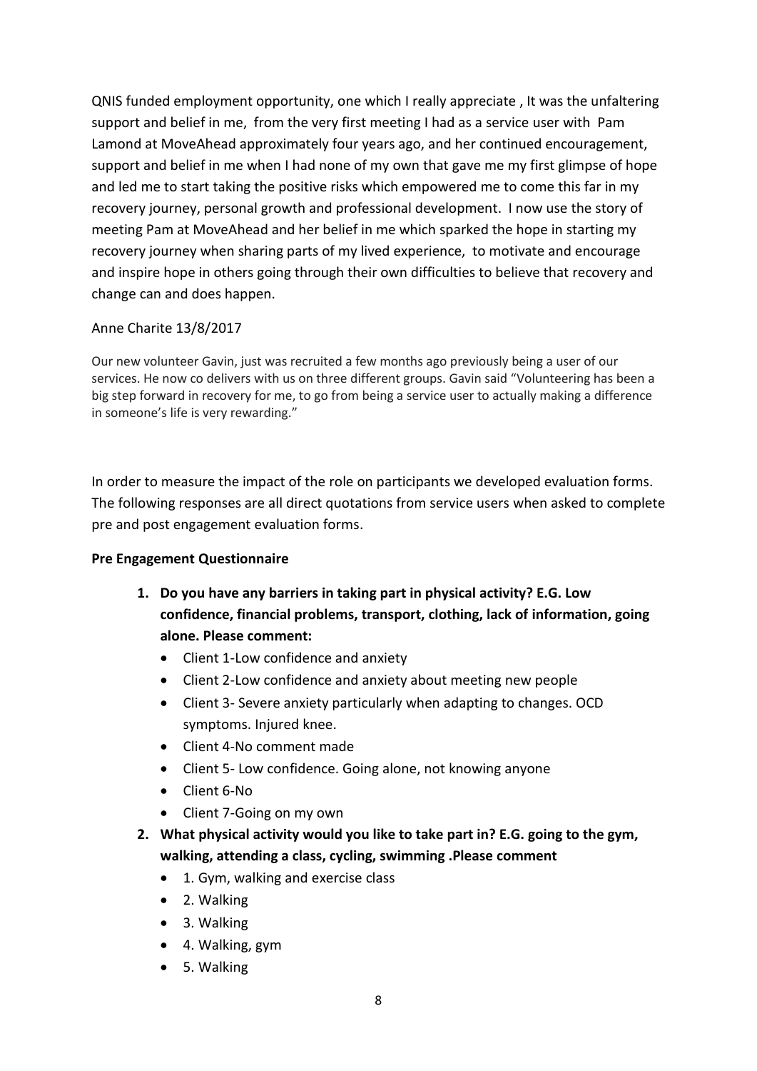QNIS funded employment opportunity, one which I really appreciate , It was the unfaltering support and belief in me, from the very first meeting I had as a service user with Pam Lamond at MoveAhead approximately four years ago, and her continued encouragement, support and belief in me when I had none of my own that gave me my first glimpse of hope and led me to start taking the positive risks which empowered me to come this far in my recovery journey, personal growth and professional development. I now use the story of meeting Pam at MoveAhead and her belief in me which sparked the hope in starting my recovery journey when sharing parts of my lived experience, to motivate and encourage and inspire hope in others going through their own difficulties to believe that recovery and change can and does happen.

Anne Charite 13/8/2017

Our new volunteer Gavin, just was recruited a few months ago previously being a user of our services. He now co delivers with us on three different groups. Gavin said "Volunteering has been a big step forward in recovery for me, to go from being a service user to actually making a difference in someone's life is very rewarding."

In order to measure the impact of the role on participants we developed evaluation forms. The following responses are all direct quotations from service users when asked to complete pre and post engagement evaluation forms.

**Pre Engagement Questionnaire**

1. **Do you have any barriers in taking part in physical activity? E.G. Low confidence, financial problems, transport, clothing, lack of information, going alone. Please comment:**
   - Client 1-Low confidence and anxiety
   - Client 2-Low confidence and anxiety about meeting new people
   - Client 3- Severe anxiety particularly when adapting to changes. OCD symptoms. Injured knee.
   - Client 4-No comment made
   - Client 5- Low confidence. Going alone, not knowing anyone
   - Client 6-No
   - Client 7-Going on my own
2. **What physical activity would you like to take part in? E.G. going to the gym, walking, attending a class, cycling, swimming .Please comment**
   - 1. Gym, walking and exercise class
   - 2. Walking
   - 3. Walking
   - 4. Walking, gym
   - 5. Walking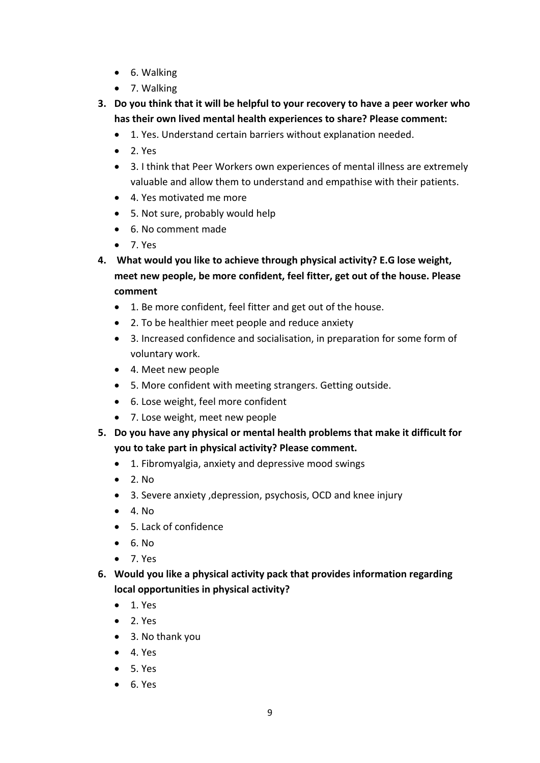- 6. Walking
- 7. Walking

3. **Do you think that it will be helpful to your recovery to have a peer worker who has their own lived mental health experiences to share? Please comment:**
   - 1. Yes. Understand certain barriers without explanation needed.
   - 2. Yes
   - 3. I think that Peer Workers own experiences of mental illness are extremely valuable and allow them to understand and empathise with their patients.
   - 4. Yes motivated me more
   - 5. Not sure, probably would help
   - 6. No comment made
   - 7. Yes

4. **What would you like to achieve through physical activity? E.G lose weight, meet new people, be more confident, feel fitter, get out of the house. Please comment**
   - 1. Be more confident, feel fitter and get out of the house.
   - 2. To be healthier meet people and reduce anxiety
   - 3. Increased confidence and socialisation, in preparation for some form of voluntary work.
   - 4. Meet new people
   - 5. More confident with meeting strangers. Getting outside.
   - 6. Lose weight, feel more confident
   - 7. Lose weight, meet new people

5. **Do you have any physical or mental health problems that make it difficult for you to take part in physical activity? Please comment.**
   - 1. Fibromyalgia, anxiety and depressive mood swings
   - 2. No
   - 3. Severe anxiety ,depression, psychosis, OCD and knee injury
   - 4. No
   - 5. Lack of confidence
   - 6. No
   - 7. Yes

6. **Would you like a physical activity pack that provides information regarding local opportunities in physical activity?**
   - 1. Yes
   - 2. Yes
   - 3. No thank you
   - 4. Yes
   - 5. Yes
   - 6. Yes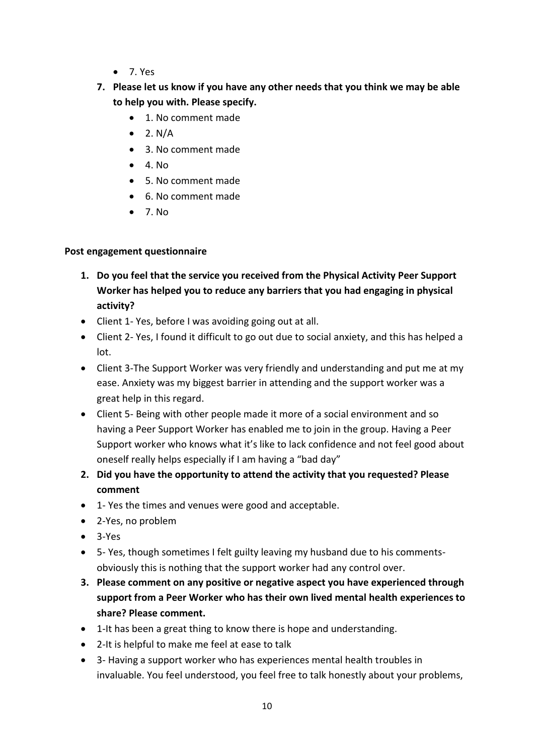- 7. Yes

7. **Please let us know if you have any other needs that you think we may be able to help you with. Please specify.**
    - 1. No comment made
    - 2. N/A
    - 3. No comment made
    - 4. No
    - 5. No comment made
    - 6. No comment made
    - 7. No

**Post engagement questionnaire**

1. **Do you feel that the service you received from the Physical Activity Peer Support Worker has helped you to reduce any barriers that you had engaging in physical activity?**

- Client 1- Yes, before I was avoiding going out at all.
- Client 2- Yes, I found it difficult to go out due to social anxiety, and this has helped a lot.
- Client 3-The Support Worker was very friendly and understanding and put me at my ease. Anxiety was my biggest barrier in attending and the support worker was a great help in this regard.
- Client 5- Being with other people made it more of a social environment and so having a Peer Support Worker has enabled me to join in the group. Having a Peer Support worker who knows what it's like to lack confidence and not feel good about oneself really helps especially if I am having a "bad day"

2. **Did you have the opportunity to attend the activity that you requested? Please comment**

- 1- Yes the times and venues were good and acceptable.
- 2-Yes, no problem
- 3-Yes
- 5- Yes, though sometimes I felt guilty leaving my husband due to his comments- obviously this is nothing that the support worker had any control over.

3. **Please comment on any positive or negative aspect you have experienced through support from a Peer Worker who has their own lived mental health experiences to share? Please comment.**

- 1-It has been a great thing to know there is hope and understanding.
- 2-It is helpful to make me feel at ease to talk
- 3- Having a support worker who has experiences mental health troubles in invaluable. You feel understood, you feel free to talk honestly about your problems,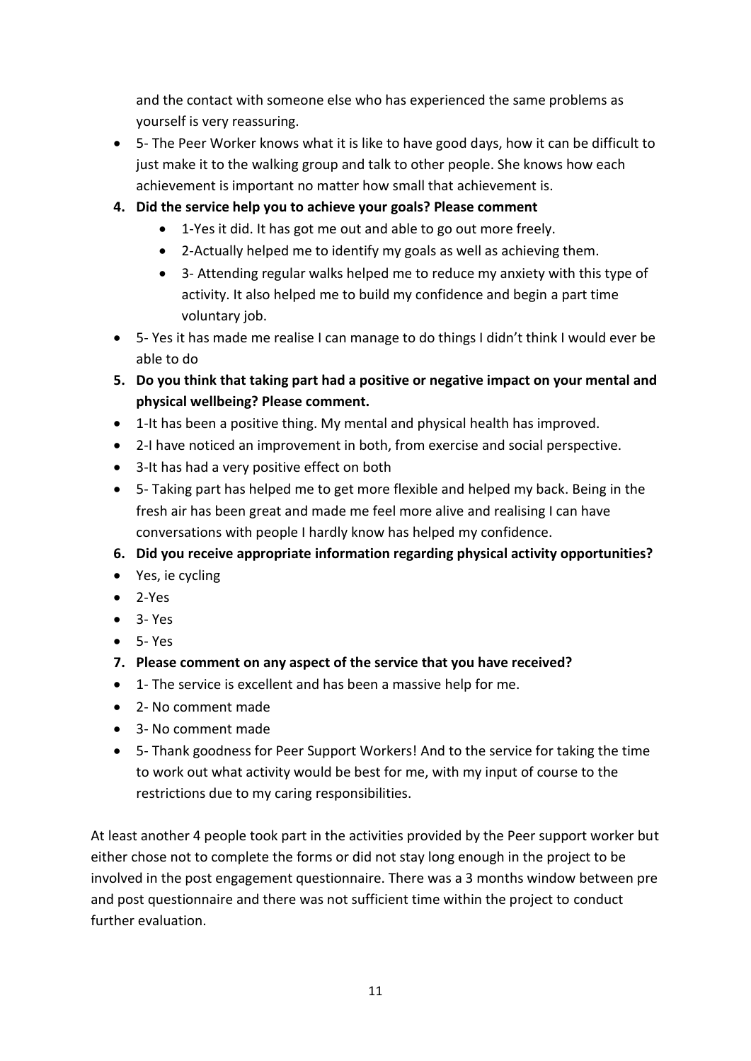and the contact with someone else who has experienced the same problems as yourself is very reassuring.

- 5- The Peer Worker knows what it is like to have good days, how it can be difficult to just make it to the walking group and talk to other people. She knows how each achievement is important no matter how small that achievement is.

4. **Did the service help you to achieve your goals? Please comment**
    - 1-Yes it did. It has got me out and able to go out more freely.
    - 2-Actually helped me to identify my goals as well as achieving them.
    - 3- Attending regular walks helped me to reduce my anxiety with this type of activity. It also helped me to build my confidence and begin a part time voluntary job.

- 5- Yes it has made me realise I can manage to do things I didn't think I would ever be able to do

5. **Do you think that taking part had a positive or negative impact on your mental and physical wellbeing? Please comment.**

- 1-It has been a positive thing. My mental and physical health has improved.
- 2-I have noticed an improvement in both, from exercise and social perspective.
- 3-It has had a very positive effect on both
- 5- Taking part has helped me to get more flexible and helped my back. Being in the fresh air has been great and made me feel more alive and realising I can have conversations with people I hardly know has helped my confidence.

6. **Did you receive appropriate information regarding physical activity opportunities?**

- Yes, ie cycling
- 2-Yes
- 3- Yes
- 5- Yes

7. **Please comment on any aspect of the service that you have received?**

- 1- The service is excellent and has been a massive help for me.
- 2- No comment made
- 3- No comment made
- 5- Thank goodness for Peer Support Workers! And to the service for taking the time to work out what activity would be best for me, with my input of course to the restrictions due to my caring responsibilities.

At least another 4 people took part in the activities provided by the Peer support worker but either chose not to complete the forms or did not stay long enough in the project to be involved in the post engagement questionnaire. There was a 3 months window between pre and post questionnaire and there was not sufficient time within the project to conduct further evaluation.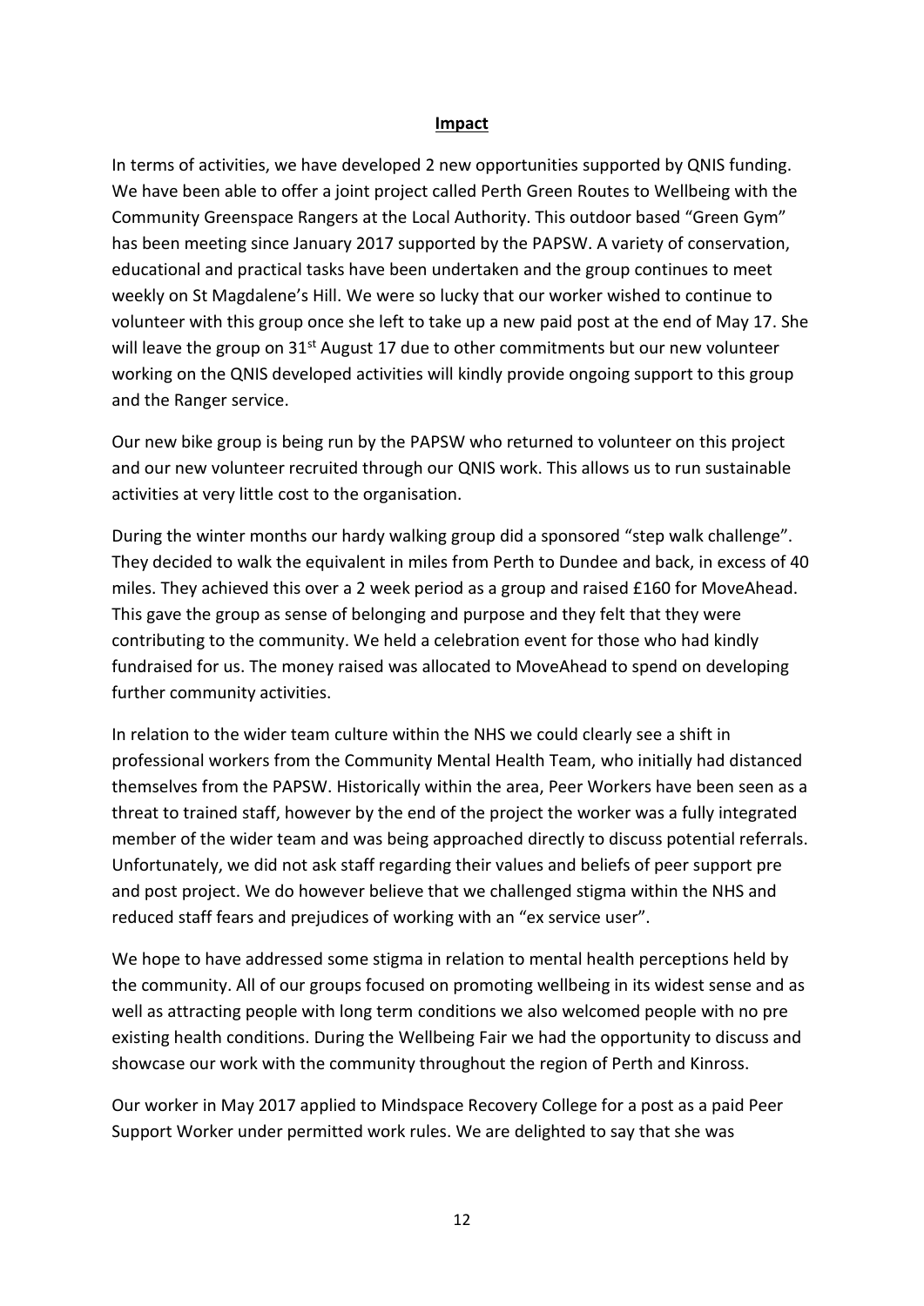## **Impact**

In terms of activities, we have developed 2 new opportunities supported by QNIS funding. We have been able to offer a joint project called Perth Green Routes to Wellbeing with the Community Greenspace Rangers at the Local Authority. This outdoor based "Green Gym" has been meeting since January 2017 supported by the PAPSW. A variety of conservation, educational and practical tasks have been undertaken and the group continues to meet weekly on St Magdalene's Hill. We were so lucky that our worker wished to continue to volunteer with this group once she left to take up a new paid post at the end of May 17. She will leave the group on 31st August 17 due to other commitments but our new volunteer working on the QNIS developed activities will kindly provide ongoing support to this group and the Ranger service.

Our new bike group is being run by the PAPSW who returned to volunteer on this project and our new volunteer recruited through our QNIS work. This allows us to run sustainable activities at very little cost to the organisation.

During the winter months our hardy walking group did a sponsored "step walk challenge". They decided to walk the equivalent in miles from Perth to Dundee and back, in excess of 40 miles. They achieved this over a 2 week period as a group and raised £160 for MoveAhead. This gave the group as sense of belonging and purpose and they felt that they were contributing to the community. We held a celebration event for those who had kindly fundraised for us. The money raised was allocated to MoveAhead to spend on developing further community activities.

In relation to the wider team culture within the NHS we could clearly see a shift in professional workers from the Community Mental Health Team, who initially had distanced themselves from the PAPSW. Historically within the area, Peer Workers have been seen as a threat to trained staff, however by the end of the project the worker was a fully integrated member of the wider team and was being approached directly to discuss potential referrals. Unfortunately, we did not ask staff regarding their values and beliefs of peer support pre and post project. We do however believe that we challenged stigma within the NHS and reduced staff fears and prejudices of working with an "ex service user".

We hope to have addressed some stigma in relation to mental health perceptions held by the community. All of our groups focused on promoting wellbeing in its widest sense and as well as attracting people with long term conditions we also welcomed people with no pre existing health conditions. During the Wellbeing Fair we had the opportunity to discuss and showcase our work with the community throughout the region of Perth and Kinross.

Our worker in May 2017 applied to Mindspace Recovery College for a post as a paid Peer Support Worker under permitted work rules. We are delighted to say that she was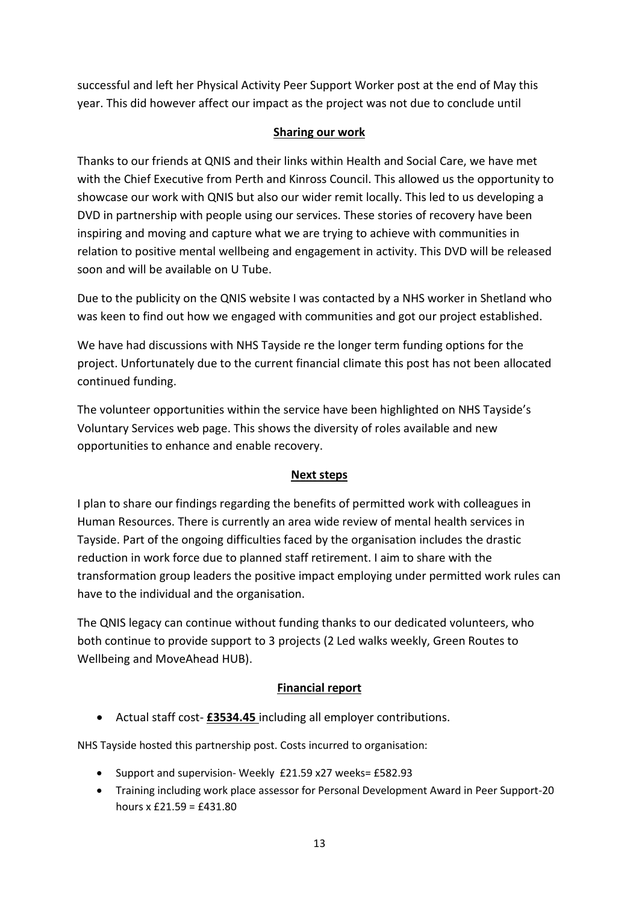successful and left her Physical Activity Peer Support Worker post at the end of May this year. This did however affect our impact as the project was not due to conclude until

## Sharing our work

Thanks to our friends at QNIS and their links within Health and Social Care, we have met with the Chief Executive from Perth and Kinross Council. This allowed us the opportunity to showcase our work with QNIS but also our wider remit locally. This led to us developing a DVD in partnership with people using our services. These stories of recovery have been inspiring and moving and capture what we are trying to achieve with communities in relation to positive mental wellbeing and engagement in activity. This DVD will be released soon and will be available on U Tube.

Due to the publicity on the QNIS website I was contacted by a NHS worker in Shetland who was keen to find out how we engaged with communities and got our project established.

We have had discussions with NHS Tayside re the longer term funding options for the project. Unfortunately due to the current financial climate this post has not been allocated continued funding.

The volunteer opportunities within the service have been highlighted on NHS Tayside's Voluntary Services web page. This shows the diversity of roles available and new opportunities to enhance and enable recovery.

## Next steps

I plan to share our findings regarding the benefits of permitted work with colleagues in Human Resources. There is currently an area wide review of mental health services in Tayside. Part of the ongoing difficulties faced by the organisation includes the drastic reduction in work force due to planned staff retirement. I aim to share with the transformation group leaders the positive impact employing under permitted work rules can have to the individual and the organisation.

The QNIS legacy can continue without funding thanks to our dedicated volunteers, who both continue to provide support to 3 projects (2 Led walks weekly, Green Routes to Wellbeing and MoveAhead HUB).

## Financial report

- Actual staff cost- **£3534.45** including all employer contributions.

NHS Tayside hosted this partnership post. Costs incurred to organisation:

- Support and supervision- Weekly £21.59 x27 weeks= £582.93
- Training including work place assessor for Personal Development Award in Peer Support-20 hours x £21.59 = £431.80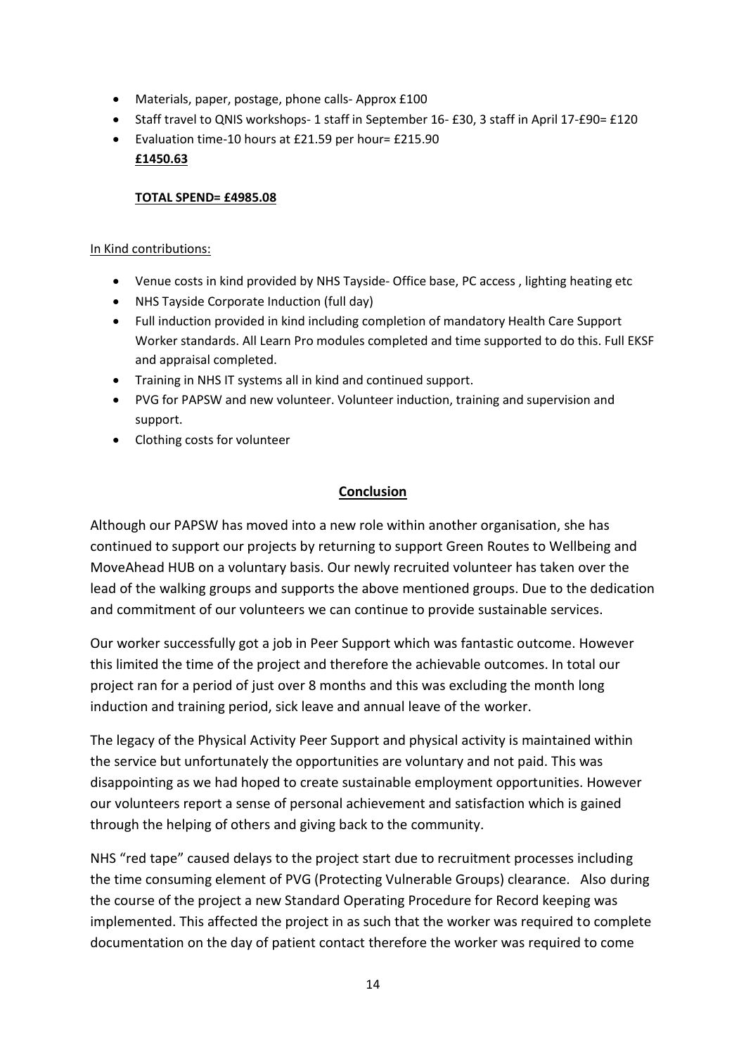- Materials, paper, postage, phone calls- Approx £100
- Staff travel to QNIS workshops- 1 staff in September 16- £30, 3 staff in April 17-£90= £120
- Evaluation time-10 hours at £21.59 per hour= £215.90
  **£1450.63**

  **TOTAL SPEND= £4985.08**

In Kind contributions:

- Venue costs in kind provided by NHS Tayside- Office base, PC access , lighting heating etc
- NHS Tayside Corporate Induction (full day)
- Full induction provided in kind including completion of mandatory Health Care Support Worker standards. All Learn Pro modules completed and time supported to do this. Full EKSF and appraisal completed.
- Training in NHS IT systems all in kind and continued support.
- PVG for PAPSW and new volunteer. Volunteer induction, training and supervision and support.
- Clothing costs for volunteer

## Conclusion

Although our PAPSW has moved into a new role within another organisation, she has continued to support our projects by returning to support Green Routes to Wellbeing and MoveAhead HUB on a voluntary basis. Our newly recruited volunteer has taken over the lead of the walking groups and supports the above mentioned groups. Due to the dedication and commitment of our volunteers we can continue to provide sustainable services.

Our worker successfully got a job in Peer Support which was fantastic outcome. However this limited the time of the project and therefore the achievable outcomes. In total our project ran for a period of just over 8 months and this was excluding the month long induction and training period, sick leave and annual leave of the worker.

The legacy of the Physical Activity Peer Support and physical activity is maintained within the service but unfortunately the opportunities are voluntary and not paid. This was disappointing as we had hoped to create sustainable employment opportunities. However our volunteers report a sense of personal achievement and satisfaction which is gained through the helping of others and giving back to the community.

NHS "red tape" caused delays to the project start due to recruitment processes including the time consuming element of PVG (Protecting Vulnerable Groups) clearance. Also during the course of the project a new Standard Operating Procedure for Record keeping was implemented. This affected the project in as such that the worker was required to complete documentation on the day of patient contact therefore the worker was required to come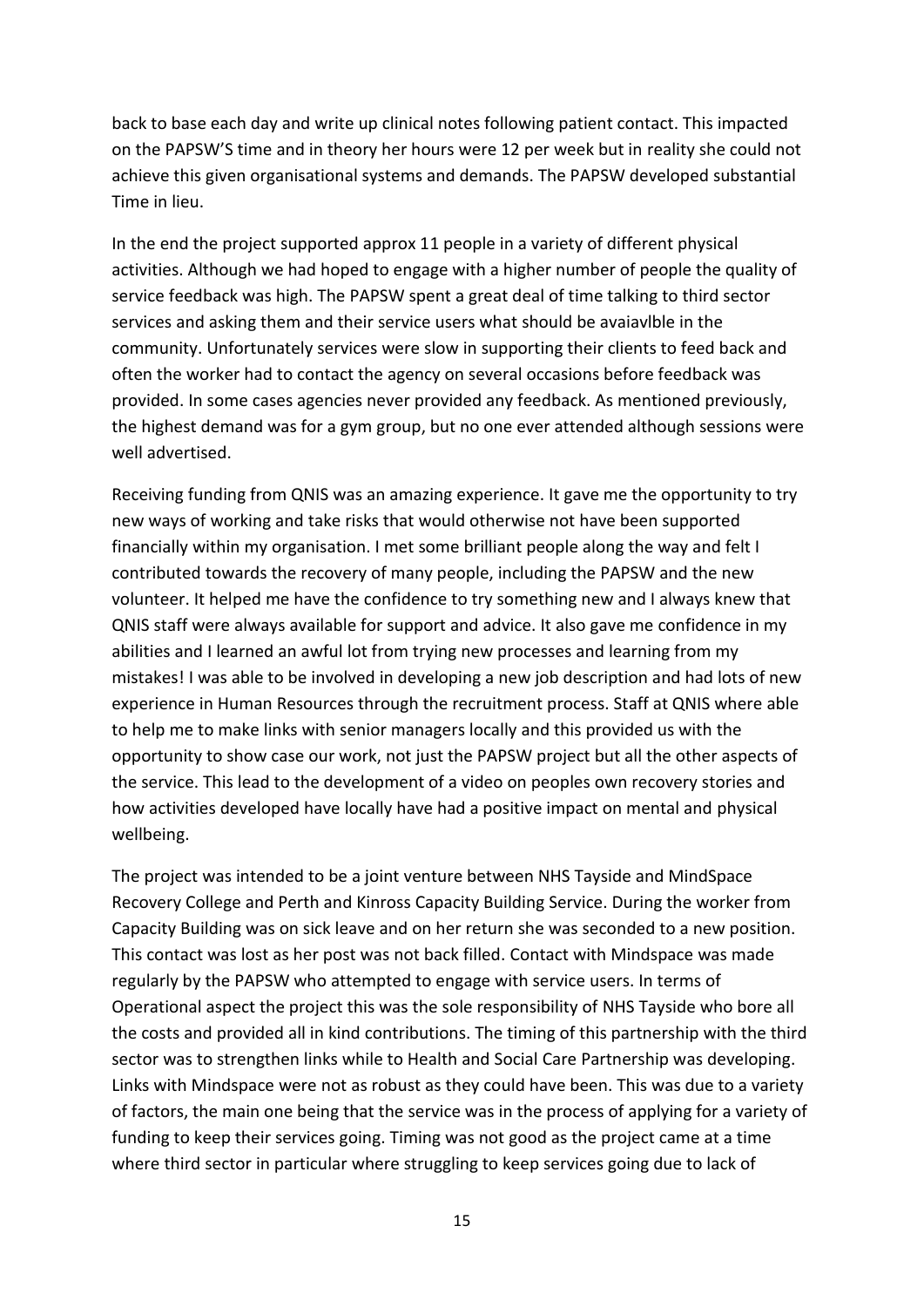back to base each day and write up clinical notes following patient contact. This impacted on the PAPSW'S time and in theory her hours were 12 per week but in reality she could not achieve this given organisational systems and demands. The PAPSW developed substantial Time in lieu.

In the end the project supported approx 11 people in a variety of different physical activities. Although we had hoped to engage with a higher number of people the quality of service feedback was high. The PAPSW spent a great deal of time talking to third sector services and asking them and their service users what should be avaiavlble in the community. Unfortunately services were slow in supporting their clients to feed back and often the worker had to contact the agency on several occasions before feedback was provided. In some cases agencies never provided any feedback. As mentioned previously, the highest demand was for a gym group, but no one ever attended although sessions were well advertised.

Receiving funding from QNIS was an amazing experience. It gave me the opportunity to try new ways of working and take risks that would otherwise not have been supported financially within my organisation. I met some brilliant people along the way and felt I contributed towards the recovery of many people, including the PAPSW and the new volunteer. It helped me have the confidence to try something new and I always knew that QNIS staff were always available for support and advice. It also gave me confidence in my abilities and I learned an awful lot from trying new processes and learning from my mistakes! I was able to be involved in developing a new job description and had lots of new experience in Human Resources through the recruitment process. Staff at QNIS where able to help me to make links with senior managers locally and this provided us with the opportunity to show case our work, not just the PAPSW project but all the other aspects of the service. This lead to the development of a video on peoples own recovery stories and how activities developed have locally have had a positive impact on mental and physical wellbeing.

The project was intended to be a joint venture between NHS Tayside and MindSpace Recovery College and Perth and Kinross Capacity Building Service. During the worker from Capacity Building was on sick leave and on her return she was seconded to a new position. This contact was lost as her post was not back filled. Contact with Mindspace was made regularly by the PAPSW who attempted to engage with service users. In terms of Operational aspect the project this was the sole responsibility of NHS Tayside who bore all the costs and provided all in kind contributions. The timing of this partnership with the third sector was to strengthen links while to Health and Social Care Partnership was developing. Links with Mindspace were not as robust as they could have been. This was due to a variety of factors, the main one being that the service was in the process of applying for a variety of funding to keep their services going. Timing was not good as the project came at a time where third sector in particular where struggling to keep services going due to lack of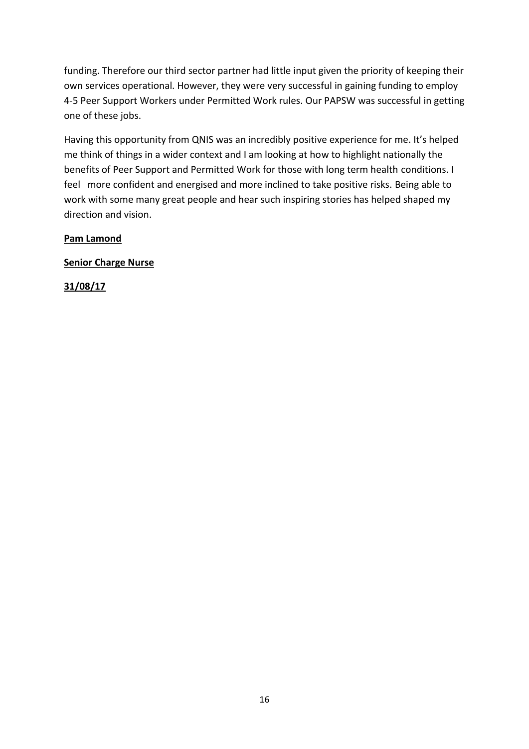funding. Therefore our third sector partner had little input given the priority of keeping their own services operational. However, they were very successful in gaining funding to employ 4-5 Peer Support Workers under Permitted Work rules. Our PAPSW was successful in getting one of these jobs.

Having this opportunity from QNIS was an incredibly positive experience for me. It's helped me think of things in a wider context and I am looking at how to highlight nationally the benefits of Peer Support and Permitted Work for those with long term health conditions. I feel more confident and energised and more inclined to take positive risks. Being able to work with some many great people and hear such inspiring stories has helped shaped my direction and vision.

**Pam Lamond**

**Senior Charge Nurse**

**31/08/17**